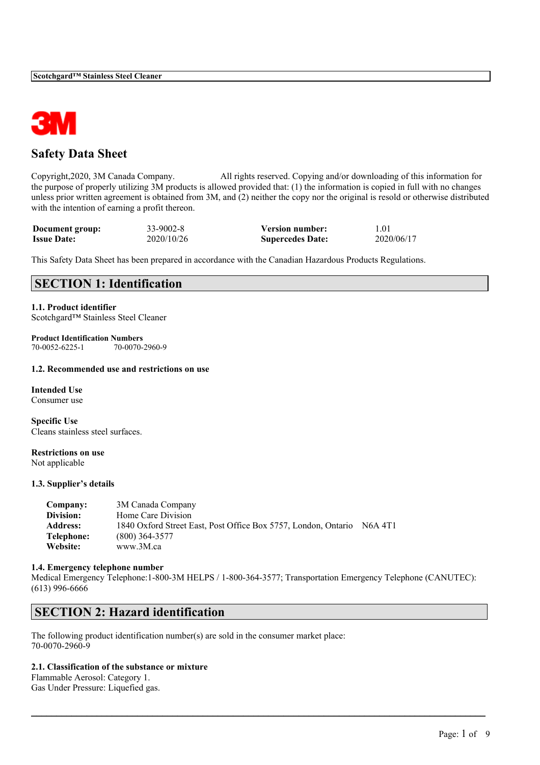# Safety Data Sheet

Copyright,2020, 3M Canada Company. All rights reserved. Copying and/or downloading of this information for the purpose of properly utilizing 3M products is allowed provided that: (1) the information is copied in full with no changes unless prior written agreement is obtained from 3M, and (2) neither the copy nor the original is resold or otherwise distributed with the intention of earning a profit thereon.

| | | | |
|---|---|---|---|
| **Document group:** | 33-9002-8 | **Version number:** | 1.01 |
| **Issue Date:** | 2020/10/26 | **Supercedes Date:** | 2020/06/17 |

This Safety Data Sheet has been prepared in accordance with the Canadian Hazardous Products Regulations.

## SECTION 1: Identification

### 1.1. Product identifier
Scotchgard™ Stainless Steel Cleaner

**Product Identification Numbers**
70-0052-6225-1 70-0070-2960-9

### 1.2. Recommended use and restrictions on use

**Intended Use**
Consumer use

**Specific Use**
Cleans stainless steel surfaces.

**Restrictions on use**
Not applicable

### 1.3. Supplier's details

| | |
|---|---|
| **Company:** | 3M Canada Company |
| **Division:** | Home Care Division |
| **Address:** | 1840 Oxford Street East, Post Office Box 5757, London, Ontario N6A 4T1 |
| **Telephone:** | (800) 364-3577 |
| **Website:** | www.3M.ca |

### 1.4. Emergency telephone number
Medical Emergency Telephone:1-800-3M HELPS / 1-800-364-3577; Transportation Emergency Telephone (CANUTEC): (613) 996-6666

## SECTION 2: Hazard identification

The following product identification number(s) are sold in the consumer market place:
70-0070-2960-9

### 2.1. Classification of the substance or mixture
Flammable Aerosol: Category 1.
Gas Under Pressure: Liquefied gas.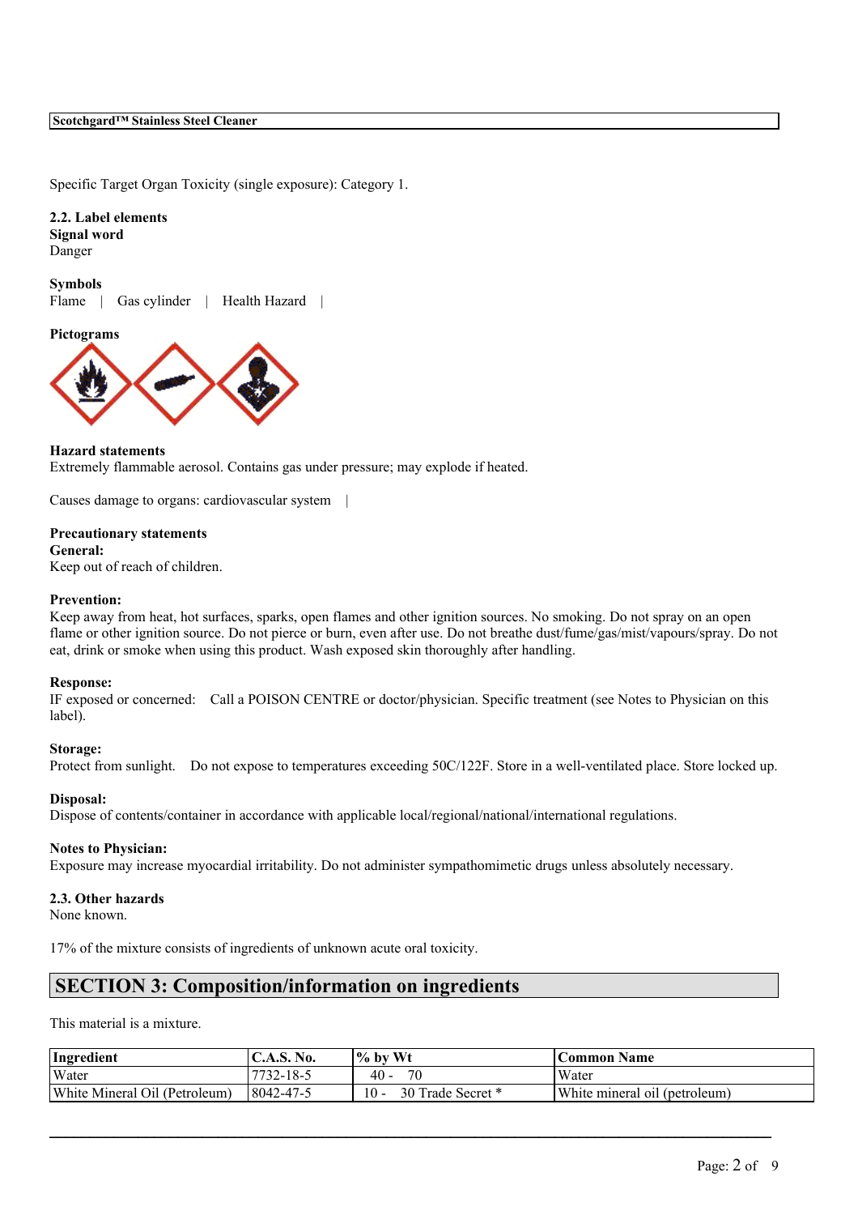Specific Target Organ Toxicity (single exposure): Category 1.

**2.2. Label elements**
**Signal word**
Danger

**Symbols**
Flame | Gas cylinder | Health Hazard |

**Pictograms**

**Hazard statements**
Extremely flammable aerosol. Contains gas under pressure; may explode if heated.

Causes damage to organs: cardiovascular system |

**Precautionary statements**
**General:**
Keep out of reach of children.

**Prevention:**
Keep away from heat, hot surfaces, sparks, open flames and other ignition sources. No smoking. Do not spray on an open flame or other ignition source. Do not pierce or burn, even after use. Do not breathe dust/fume/gas/mist/vapours/spray. Do not eat, drink or smoke when using this product. Wash exposed skin thoroughly after handling.

**Response:**
IF exposed or concerned: Call a POISON CENTRE or doctor/physician. Specific treatment (see Notes to Physician on this label).

**Storage:**
Protect from sunlight. Do not expose to temperatures exceeding 50C/122F. Store in a well-ventilated place. Store locked up.

**Disposal:**
Dispose of contents/container in accordance with applicable local/regional/national/international regulations.

**Notes to Physician:**
Exposure may increase myocardial irritability. Do not administer sympathomimetic drugs unless absolutely necessary.

**2.3. Other hazards**
None known.

17% of the mixture consists of ingredients of unknown acute oral toxicity.

## SECTION 3: Composition/information on ingredients

This material is a mixture.

| Ingredient | C.A.S. No. | % by Wt | Common Name |
|---|---|---|---|
| Water | 7732-18-5 | 40 - 70 | Water |
| White Mineral Oil (Petroleum) | 8042-47-5 | 10 - 30 Trade Secret * | White mineral oil (petroleum) |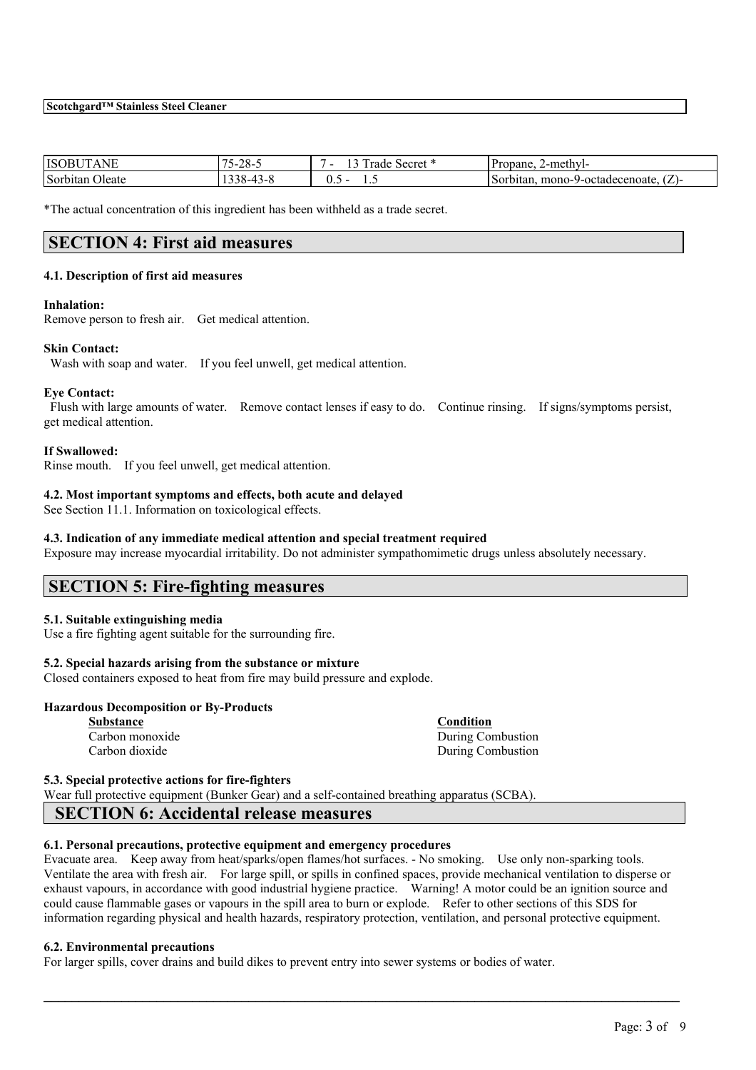| ISOBUTANE | 75-28-5 | 7 - 13 Trade Secret * | Propane, 2-methyl- |
|---|---|---|---|
| Sorbitan Oleate | 1338-43-8 | 0.5 - 1.5 | Sorbitan, mono-9-octadecenoate, (Z)- |

*The actual concentration of this ingredient has been withheld as a trade secret.

## SECTION 4: First aid measures

### 4.1. Description of first aid measures

**Inhalation:**
Remove person to fresh air. Get medical attention.

**Skin Contact:**
Wash with soap and water. If you feel unwell, get medical attention.

**Eye Contact:**
Flush with large amounts of water. Remove contact lenses if easy to do. Continue rinsing. If signs/symptoms persist, get medical attention.

**If Swallowed:**
Rinse mouth. If you feel unwell, get medical attention.

### 4.2. Most important symptoms and effects, both acute and delayed

See Section 11.1. Information on toxicological effects.

### 4.3. Indication of any immediate medical attention and special treatment required

Exposure may increase myocardial irritability. Do not administer sympathomimetic drugs unless absolutely necessary.

## SECTION 5: Fire-fighting measures

### 5.1. Suitable extinguishing media

Use a fire fighting agent suitable for the surrounding fire.

### 5.2. Special hazards arising from the substance or mixture

Closed containers exposed to heat from fire may build pressure and explode.

**Hazardous Decomposition or By-Products**

| Substance | Condition |
|---|---|
| Carbon monoxide | During Combustion |
| Carbon dioxide | During Combustion |

### 5.3. Special protective actions for fire-fighters

Wear full protective equipment (Bunker Gear) and a self-contained breathing apparatus (SCBA).

## SECTION 6: Accidental release measures

### 6.1. Personal precautions, protective equipment and emergency procedures

Evacuate area. Keep away from heat/sparks/open flames/hot surfaces. - No smoking. Use only non-sparking tools. Ventilate the area with fresh air. For large spill, or spills in confined spaces, provide mechanical ventilation to disperse or exhaust vapours, in accordance with good industrial hygiene practice. Warning! A motor could be an ignition source and could cause flammable gases or vapours in the spill area to burn or explode. Refer to other sections of this SDS for information regarding physical and health hazards, respiratory protection, ventilation, and personal protective equipment.

### 6.2. Environmental precautions

For larger spills, cover drains and build dikes to prevent entry into sewer systems or bodies of water.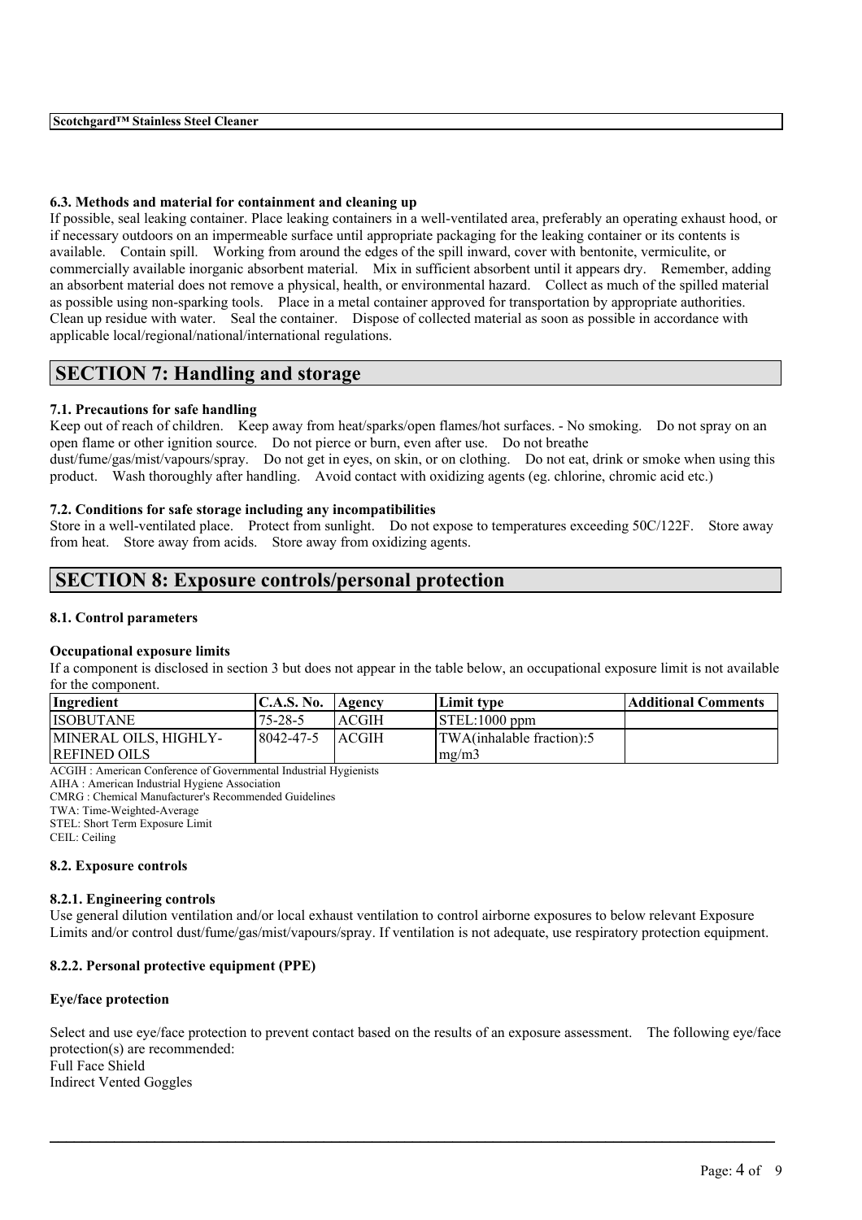### 6.3. Methods and material for containment and cleaning up

If possible, seal leaking container. Place leaking containers in a well-ventilated area, preferably an operating exhaust hood, or if necessary outdoors on an impermeable surface until appropriate packaging for the leaking container or its contents is available. Contain spill. Working from around the edges of the spill inward, cover with bentonite, vermiculite, or commercially available inorganic absorbent material. Mix in sufficient absorbent until it appears dry. Remember, adding an absorbent material does not remove a physical, health, or environmental hazard. Collect as much of the spilled material as possible using non-sparking tools. Place in a metal container approved for transportation by appropriate authorities. Clean up residue with water. Seal the container. Dispose of collected material as soon as possible in accordance with applicable local/regional/national/international regulations.

## SECTION 7: Handling and storage

### 7.1. Precautions for safe handling

Keep out of reach of children. Keep away from heat/sparks/open flames/hot surfaces. - No smoking. Do not spray on an open flame or other ignition source. Do not pierce or burn, even after use. Do not breathe dust/fume/gas/mist/vapours/spray. Do not get in eyes, on skin, or on clothing. Do not eat, drink or smoke when using this product. Wash thoroughly after handling. Avoid contact with oxidizing agents (eg. chlorine, chromic acid etc.)

### 7.2. Conditions for safe storage including any incompatibilities

Store in a well-ventilated place. Protect from sunlight. Do not expose to temperatures exceeding 50C/122F. Store away from heat. Store away from acids. Store away from oxidizing agents.

## SECTION 8: Exposure controls/personal protection

### 8.1. Control parameters

**Occupational exposure limits**

If a component is disclosed in section 3 but does not appear in the table below, an occupational exposure limit is not available for the component.

| Ingredient | C.A.S. No. | Agency | Limit type | Additional Comments |
|---|---|---|---|---|
| ISOBUTANE | 75-28-5 | ACGIH | STEL:1000 ppm | |
| MINERAL OILS, HIGHLY-REFINED OILS | 8042-47-5 | ACGIH | TWA(inhalable fraction):5 mg/m3 | |

ACGIH : American Conference of Governmental Industrial Hygienists
AIHA : American Industrial Hygiene Association
CMRG : Chemical Manufacturer's Recommended Guidelines
TWA: Time-Weighted-Average
STEL: Short Term Exposure Limit
CEIL: Ceiling

### 8.2. Exposure controls

#### 8.2.1. Engineering controls

Use general dilution ventilation and/or local exhaust ventilation to control airborne exposures to below relevant Exposure Limits and/or control dust/fume/gas/mist/vapours/spray. If ventilation is not adequate, use respiratory protection equipment.

#### 8.2.2. Personal protective equipment (PPE)

**Eye/face protection**

Select and use eye/face protection to prevent contact based on the results of an exposure assessment. The following eye/face protection(s) are recommended:
Full Face Shield
Indirect Vented Goggles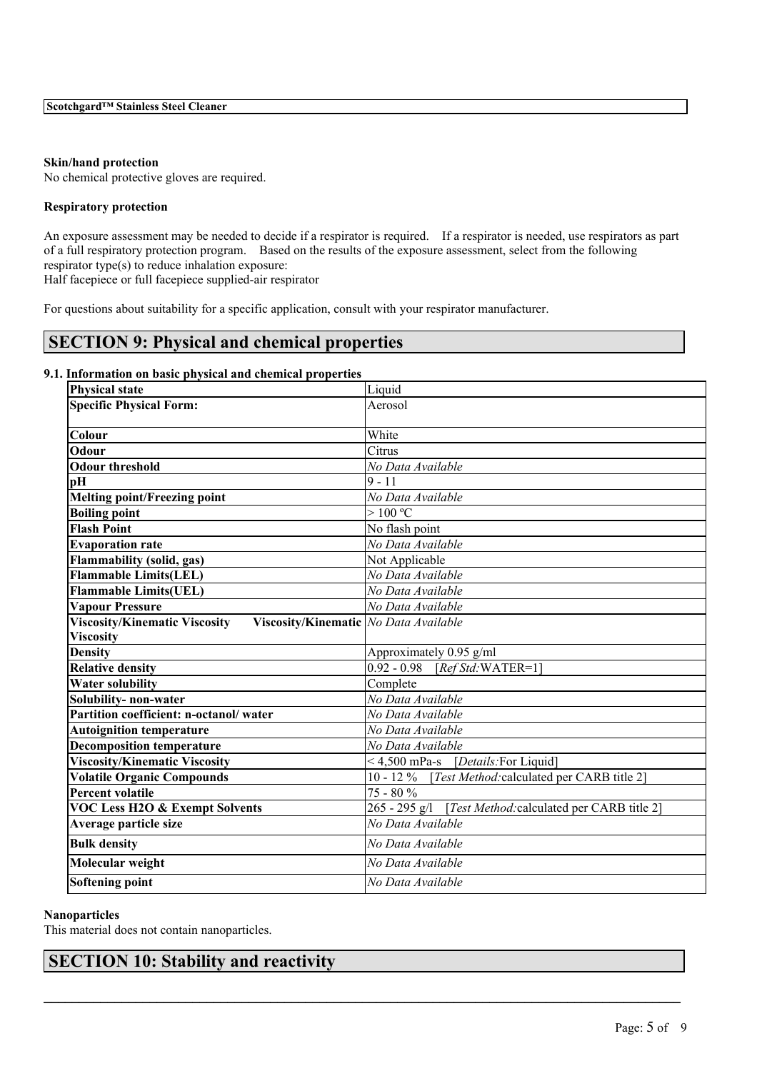**Skin/hand protection**

No chemical protective gloves are required.

**Respiratory protection**

An exposure assessment may be needed to decide if a respirator is required. If a respirator is needed, use respirators as part of a full respiratory protection program. Based on the results of the exposure assessment, select from the following respirator type(s) to reduce inhalation exposure:
Half facepiece or full facepiece supplied-air respirator

For questions about suitability for a specific application, consult with your respirator manufacturer.

## SECTION 9: Physical and chemical properties

**9.1. Information on basic physical and chemical properties**

| Property | Value |
|---|---|
| **Physical state** | Liquid |
| **Specific Physical Form:** | Aerosol |
| **Colour** | White |
| **Odour** | Citrus |
| **Odour threshold** | *No Data Available* |
| **pH** | 9 - 11 |
| **Melting point/Freezing point** | *No Data Available* |
| **Boiling point** | > 100 ºC |
| **Flash Point** | No flash point |
| **Evaporation rate** | *No Data Available* |
| **Flammability (solid, gas)** | Not Applicable |
| **Flammable Limits(LEL)** | *No Data Available* |
| **Flammable Limits(UEL)** | *No Data Available* |
| **Vapour Pressure** | *No Data Available* |
| **Viscosity/Kinematic Viscosity Viscosity/Kinematic Viscosity** | *No Data Available* |
| **Density** | Approximately 0.95 g/ml |
| **Relative density** | 0.92 - 0.98 [*Ref Std:*WATER=1] |
| **Water solubility** | Complete |
| **Solubility- non-water** | *No Data Available* |
| **Partition coefficient: n-octanol/ water** | *No Data Available* |
| **Autoignition temperature** | *No Data Available* |
| **Decomposition temperature** | *No Data Available* |
| **Viscosity/Kinematic Viscosity** | < 4,500 mPa-s [*Details:*For Liquid] |
| **Volatile Organic Compounds** | 10 - 12 % [*Test Method:*calculated per CARB title 2] |
| **Percent volatile** | 75 - 80 % |
| **VOC Less H2O & Exempt Solvents** | 265 - 295 g/l [*Test Method:*calculated per CARB title 2] |
| **Average particle size** | *No Data Available* |
| **Bulk density** | *No Data Available* |
| **Molecular weight** | *No Data Available* |
| **Softening point** | *No Data Available* |

**Nanoparticles**

This material does not contain nanoparticles.

## SECTION 10: Stability and reactivity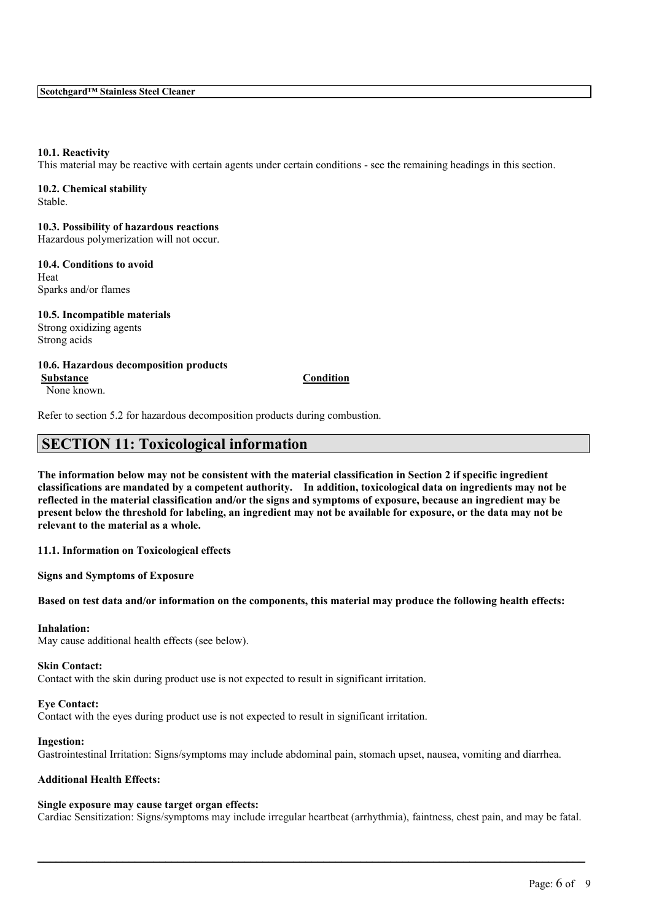### 10.1. Reactivity

This material may be reactive with certain agents under certain conditions - see the remaining headings in this section.

### 10.2. Chemical stability

Stable.

### 10.3. Possibility of hazardous reactions

Hazardous polymerization will not occur.

### 10.4. Conditions to avoid

Heat
Sparks and/or flames

### 10.5. Incompatible materials

Strong oxidizing agents
Strong acids

### 10.6. Hazardous decomposition products

| Substance | Condition |
| --- | --- |
| None known. | |

Refer to section 5.2 for hazardous decomposition products during combustion.

## SECTION 11: Toxicological information

**The information below may not be consistent with the material classification in Section 2 if specific ingredient classifications are mandated by a competent authority. In addition, toxicological data on ingredients may not be reflected in the material classification and/or the signs and symptoms of exposure, because an ingredient may be present below the threshold for labeling, an ingredient may not be available for exposure, or the data may not be relevant to the material as a whole.**

### 11.1. Information on Toxicological effects

**Signs and Symptoms of Exposure**

**Based on test data and/or information on the components, this material may produce the following health effects:**

**Inhalation:**
May cause additional health effects (see below).

**Skin Contact:**
Contact with the skin during product use is not expected to result in significant irritation.

**Eye Contact:**
Contact with the eyes during product use is not expected to result in significant irritation.

**Ingestion:**
Gastrointestinal Irritation: Signs/symptoms may include abdominal pain, stomach upset, nausea, vomiting and diarrhea.

**Additional Health Effects:**

**Single exposure may cause target organ effects:**
Cardiac Sensitization: Signs/symptoms may include irregular heartbeat (arrhythmia), faintness, chest pain, and may be fatal.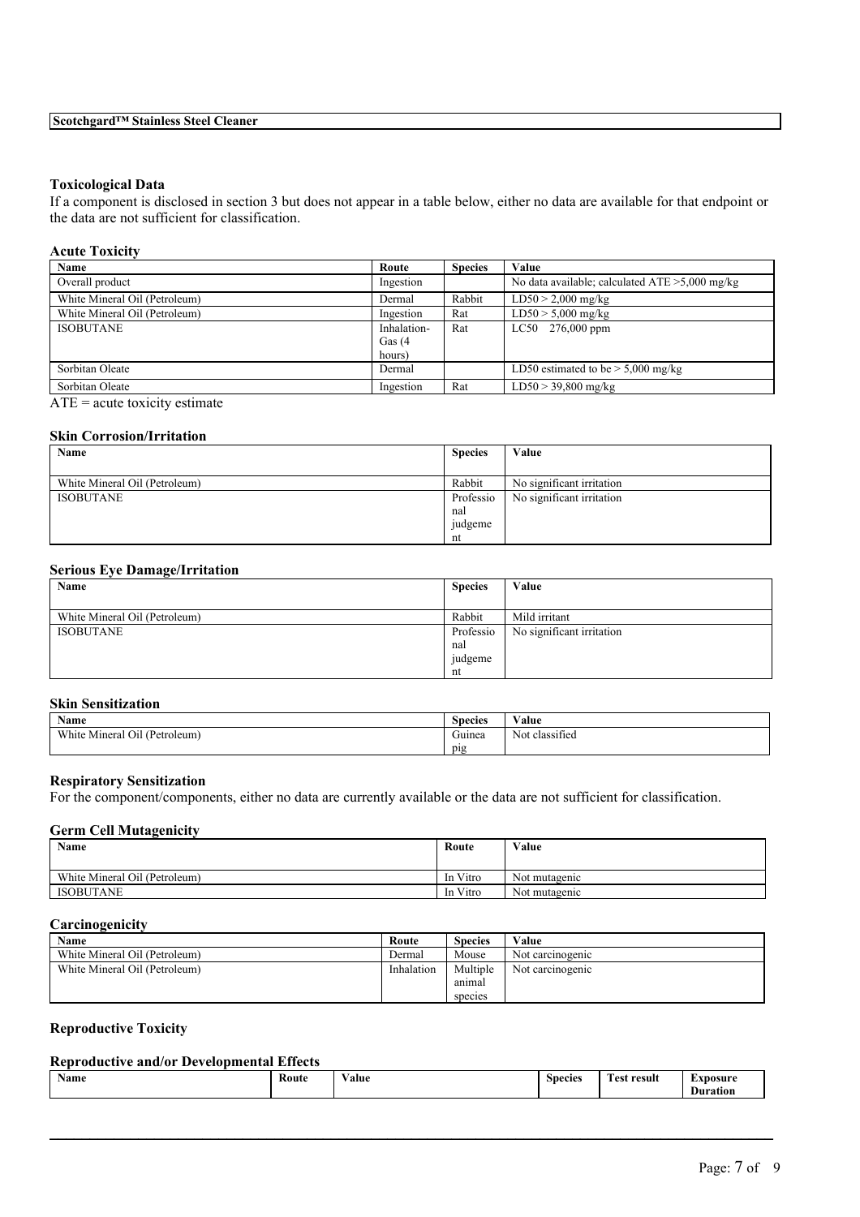### Toxicological Data

If a component is disclosed in section 3 but does not appear in a table below, either no data are available for that endpoint or the data are not sufficient for classification.

#### Acute Toxicity

| Name | Route | Species | Value |
| --- | --- | --- | --- |
| Overall product | Ingestion | | No data available; calculated ATE >5,000 mg/kg |
| White Mineral Oil (Petroleum) | Dermal | Rabbit | LD50 > 2,000 mg/kg |
| White Mineral Oil (Petroleum) | Ingestion | Rat | LD50 > 5,000 mg/kg |
| ISOBUTANE | Inhalation-Gas (4 hours) | Rat | LC50 276,000 ppm |
| Sorbitan Oleate | Dermal | | LD50 estimated to be > 5,000 mg/kg |
| Sorbitan Oleate | Ingestion | Rat | LD50 > 39,800 mg/kg |

ATE = acute toxicity estimate

#### Skin Corrosion/Irritation

| Name | Species | Value |
| --- | --- | --- |
| White Mineral Oil (Petroleum) | Rabbit | No significant irritation |
| ISOBUTANE | Professional judgement | No significant irritation |

#### Serious Eye Damage/Irritation

| Name | Species | Value |
| --- | --- | --- |
| White Mineral Oil (Petroleum) | Rabbit | Mild irritant |
| ISOBUTANE | Professional judgement | No significant irritation |

#### Skin Sensitization

| Name | Species | Value |
| --- | --- | --- |
| White Mineral Oil (Petroleum) | Guinea pig | Not classified |

#### Respiratory Sensitization

For the component/components, either no data are currently available or the data are not sufficient for classification.

#### Germ Cell Mutagenicity

| Name | Route | Value |
| --- | --- | --- |
| White Mineral Oil (Petroleum) | In Vitro | Not mutagenic |
| ISOBUTANE | In Vitro | Not mutagenic |

#### Carcinogenicity

| Name | Route | Species | Value |
| --- | --- | --- | --- |
| White Mineral Oil (Petroleum) | Dermal | Mouse | Not carcinogenic |
| White Mineral Oil (Petroleum) | Inhalation | Multiple animal species | Not carcinogenic |

#### Reproductive Toxicity

#### Reproductive and/or Developmental Effects

| Name | Route | Value | Species | Test result | Exposure Duration |
| --- | --- | --- | --- | --- | --- |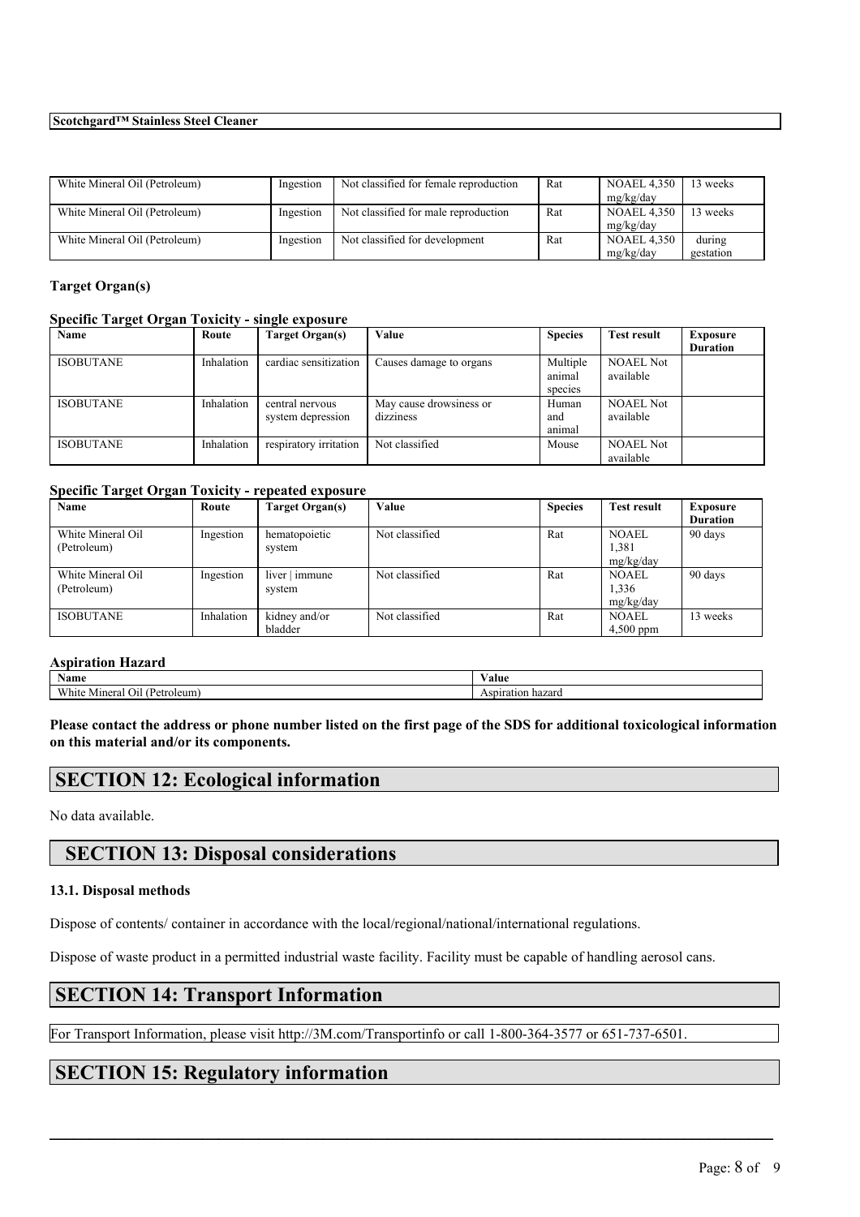| | | | | | |
|---|---|---|---|---|---|
| White Mineral Oil (Petroleum) | Ingestion | Not classified for female reproduction | Rat | NOAEL 4,350 mg/kg/day | 13 weeks |
| White Mineral Oil (Petroleum) | Ingestion | Not classified for male reproduction | Rat | NOAEL 4,350 mg/kg/day | 13 weeks |
| White Mineral Oil (Petroleum) | Ingestion | Not classified for development | Rat | NOAEL 4,350 mg/kg/day | during gestation |

### Target Organ(s)

#### Specific Target Organ Toxicity - single exposure

| Name | Route | Target Organ(s) | Value | Species | Test result | Exposure Duration |
|---|---|---|---|---|---|---|
| ISOBUTANE | Inhalation | cardiac sensitization | Causes damage to organs | Multiple animal species | NOAEL Not available | |
| ISOBUTANE | Inhalation | central nervous system depression | May cause drowsiness or dizziness | Human and animal | NOAEL Not available | |
| ISOBUTANE | Inhalation | respiratory irritation | Not classified | Mouse | NOAEL Not available | |

#### Specific Target Organ Toxicity - repeated exposure

| Name | Route | Target Organ(s) | Value | Species | Test result | Exposure Duration |
|---|---|---|---|---|---|---|
| White Mineral Oil (Petroleum) | Ingestion | hematopoietic system | Not classified | Rat | NOAEL 1,381 mg/kg/day | 90 days |
| White Mineral Oil (Petroleum) | Ingestion | liver \| immune system | Not classified | Rat | NOAEL 1,336 mg/kg/day | 90 days |
| ISOBUTANE | Inhalation | kidney and/or bladder | Not classified | Rat | NOAEL 4,500 ppm | 13 weeks |

#### Aspiration Hazard

| Name | Value |
|---|---|
| White Mineral Oil (Petroleum) | Aspiration hazard |

**Please contact the address or phone number listed on the first page of the SDS for additional toxicological information on this material and/or its components.**

## SECTION 12: Ecological information

No data available.

## SECTION 13: Disposal considerations

### 13.1. Disposal methods

Dispose of contents/ container in accordance with the local/regional/national/international regulations.

Dispose of waste product in a permitted industrial waste facility. Facility must be capable of handling aerosol cans.

## SECTION 14: Transport Information

For Transport Information, please visit http://3M.com/Transportinfo or call 1-800-364-3577 or 651-737-6501.

## SECTION 15: Regulatory information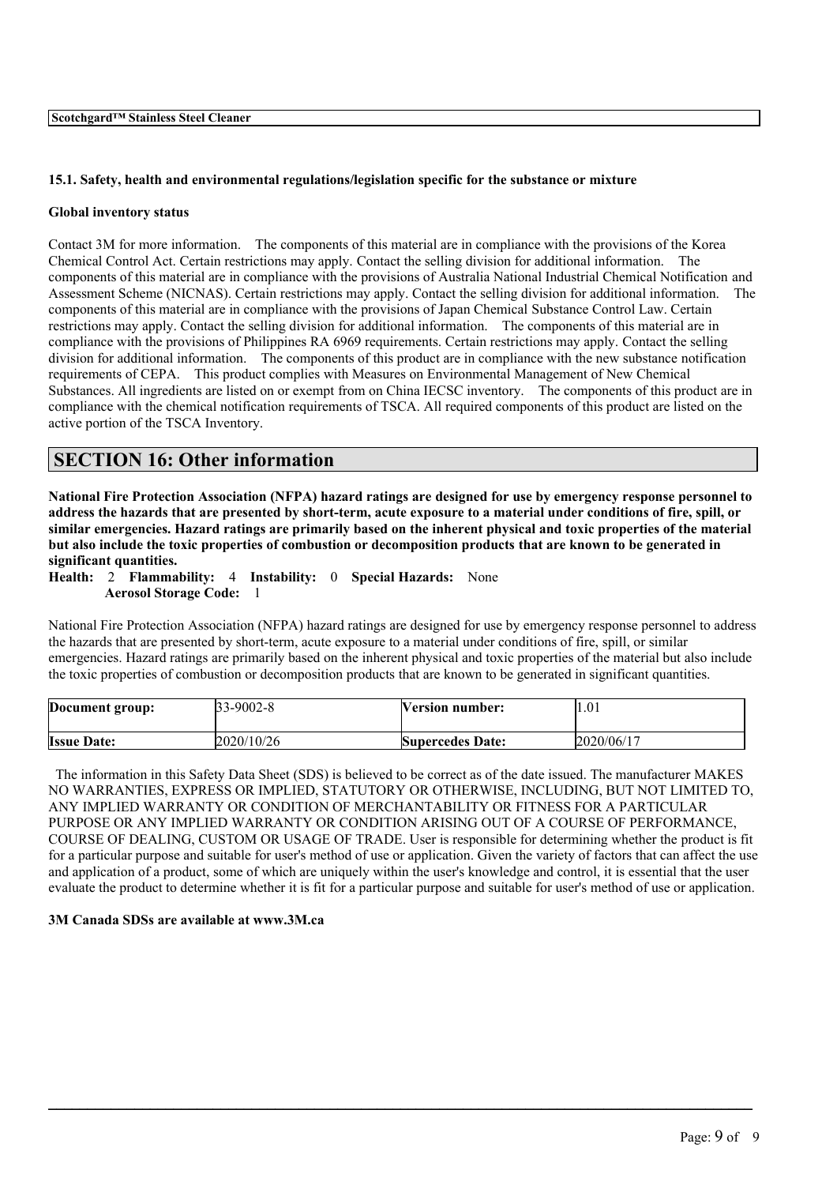### 15.1. Safety, health and environmental regulations/legislation specific for the substance or mixture

**Global inventory status**

Contact 3M for more information. The components of this material are in compliance with the provisions of the Korea Chemical Control Act. Certain restrictions may apply. Contact the selling division for additional information. The components of this material are in compliance with the provisions of Australia National Industrial Chemical Notification and Assessment Scheme (NICNAS). Certain restrictions may apply. Contact the selling division for additional information. The components of this material are in compliance with the provisions of Japan Chemical Substance Control Law. Certain restrictions may apply. Contact the selling division for additional information. The components of this material are in compliance with the provisions of Philippines RA 6969 requirements. Certain restrictions may apply. Contact the selling division for additional information. The components of this product are in compliance with the new substance notification requirements of CEPA. This product complies with Measures on Environmental Management of New Chemical Substances. All ingredients are listed on or exempt from on China IECSC inventory. The components of this product are in compliance with the chemical notification requirements of TSCA. All required components of this product are listed on the active portion of the TSCA Inventory.

## SECTION 16: Other information

**National Fire Protection Association (NFPA) hazard ratings are designed for use by emergency response personnel to address the hazards that are presented by short-term, acute exposure to a material under conditions of fire, spill, or similar emergencies. Hazard ratings are primarily based on the inherent physical and toxic properties of the material but also include the toxic properties of combustion or decomposition products that are known to be generated in significant quantities.**

**Health:** 2 **Flammability:** 4 **Instability:** 0 **Special Hazards:** None
**Aerosol Storage Code:** 1

National Fire Protection Association (NFPA) hazard ratings are designed for use by emergency response personnel to address the hazards that are presented by short-term, acute exposure to a material under conditions of fire, spill, or similar emergencies. Hazard ratings are primarily based on the inherent physical and toxic properties of the material but also include the toxic properties of combustion or decomposition products that are known to be generated in significant quantities.

| | | | |
|---|---|---|---|
| **Document group:** | 33-9002-8 | **Version number:** | 1.01 |
| **Issue Date:** | 2020/10/26 | **Supercedes Date:** | 2020/06/17 |

The information in this Safety Data Sheet (SDS) is believed to be correct as of the date issued. The manufacturer MAKES NO WARRANTIES, EXPRESS OR IMPLIED, STATUTORY OR OTHERWISE, INCLUDING, BUT NOT LIMITED TO, ANY IMPLIED WARRANTY OR CONDITION OF MERCHANTABILITY OR FITNESS FOR A PARTICULAR PURPOSE OR ANY IMPLIED WARRANTY OR CONDITION ARISING OUT OF A COURSE OF PERFORMANCE, COURSE OF DEALING, CUSTOM OR USAGE OF TRADE. User is responsible for determining whether the product is fit for a particular purpose and suitable for user's method of use or application. Given the variety of factors that can affect the use and application of a product, some of which are uniquely within the user's knowledge and control, it is essential that the user evaluate the product to determine whether it is fit for a particular purpose and suitable for user's method of use or application.

**3M Canada SDSs are available at www.3M.ca**